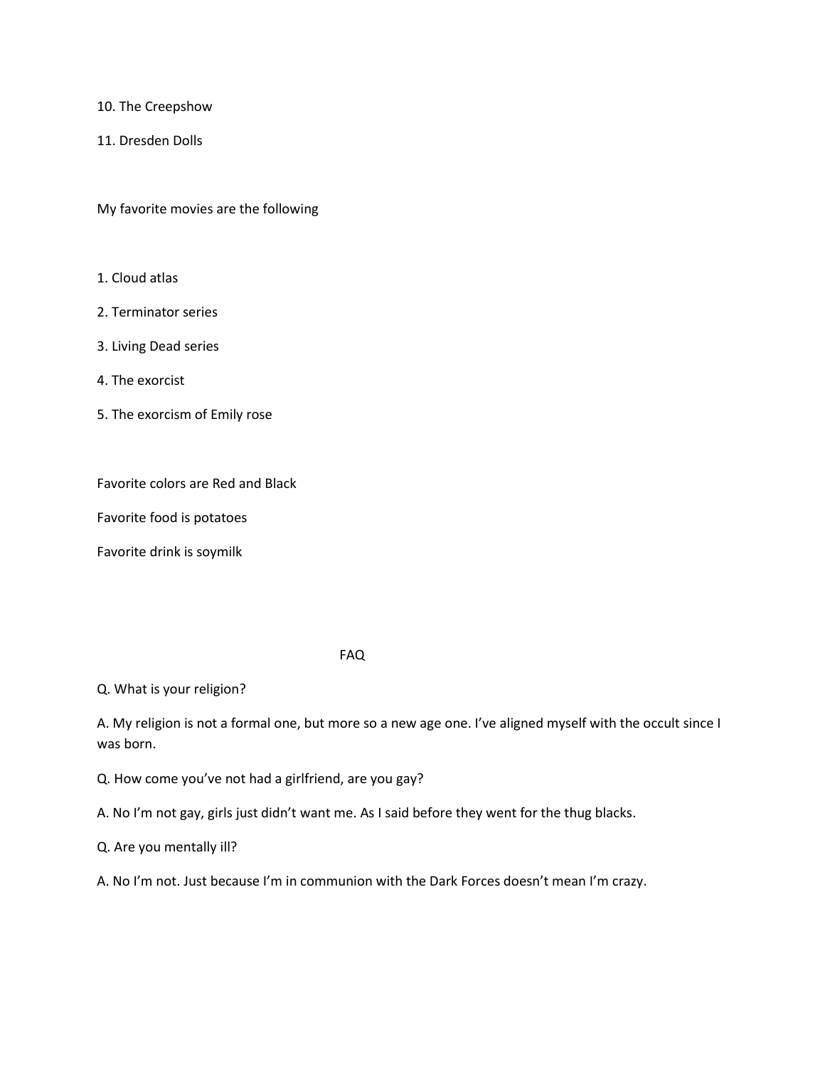10. The Creepshow

11. Dresden Dolls

My favorite movies are the following

1. Cloud atlas
2. Terminator series
3. Living Dead series
4. The exorcist
5. The exorcism of Emily rose

Favorite colors are Red and Black

Favorite food is potatoes

Favorite drink is soymilk

FAQ

Q. What is your religion?

A. My religion is not a formal one, but more so a new age one. I've aligned myself with the occult since I was born.

Q. How come you've not had a girlfriend, are you gay?

A. No I'm not gay, girls just didn't want me. As I said before they went for the thug blacks.

Q. Are you mentally ill?

A. No I'm not. Just because I'm in communion with the Dark Forces doesn't mean I'm crazy.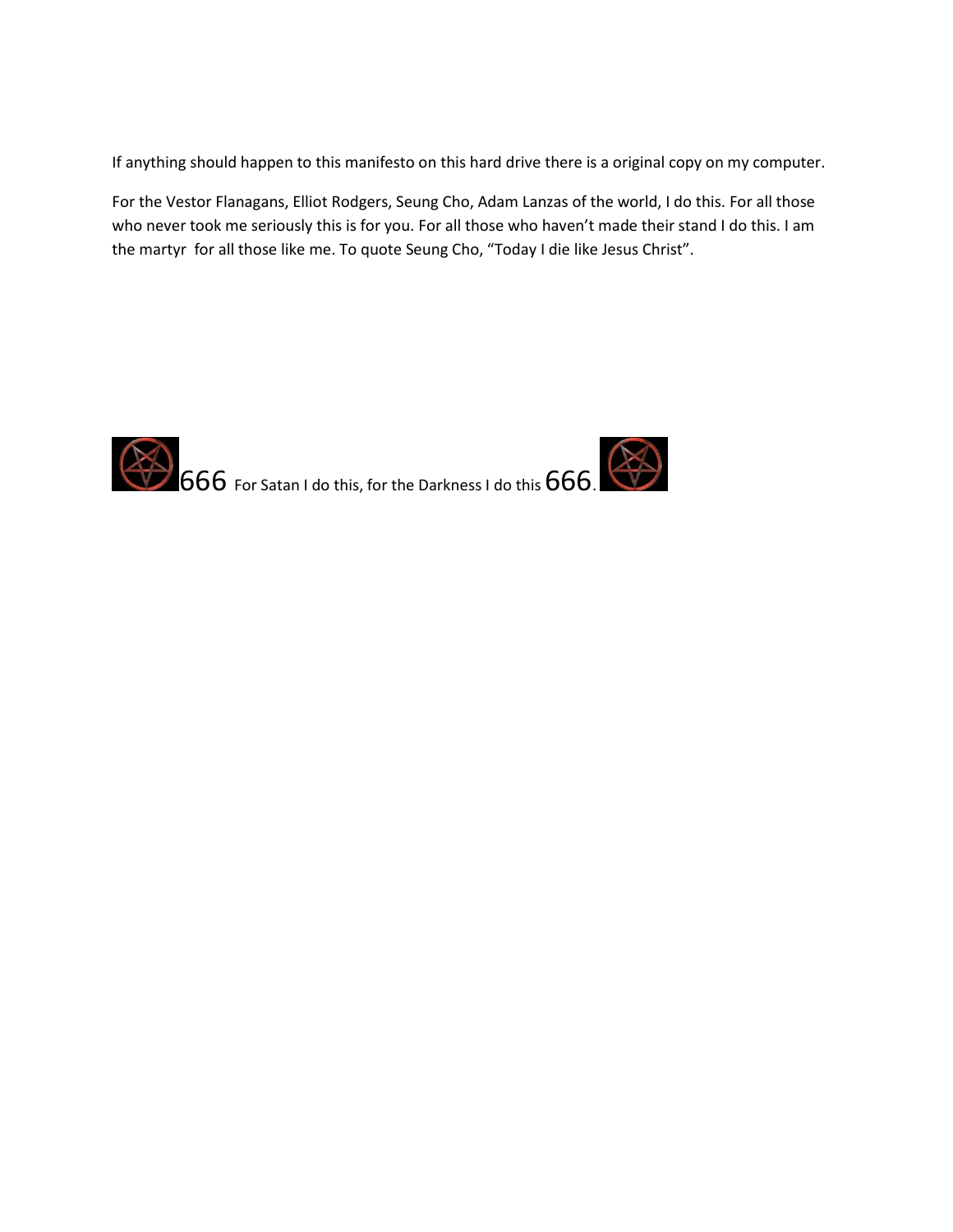If anything should happen to this manifesto on this hard drive there is a original copy on my computer.

For the Vestor Flanagans, Elliot Rodgers, Seung Cho, Adam Lanzas of the world, I do this. For all those who never took me seriously this is for you. For all those who haven't made their stand I do this. I am the martyr for all those like me. To quote Seung Cho, "Today I die like Jesus Christ".

666 For Satan I do this, for the Darkness I do this 666.